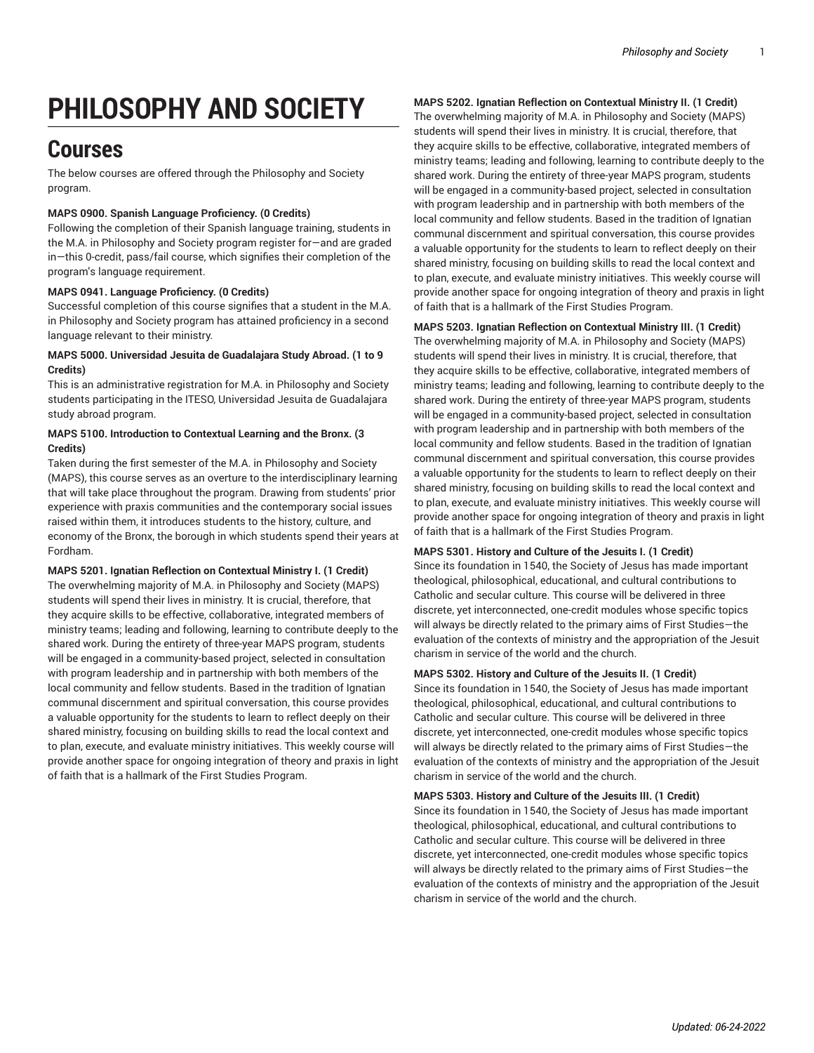# PHILOSOPHY AND SOCIETY

## Courses

The below courses are offered through the Philosophy and Society program.

**MAPS 0900. Spanish Language Proficiency. (0 Credits)**
Following the completion of their Spanish language training, students in the M.A. in Philosophy and Society program register for—and are graded in—this 0-credit, pass/fail course, which signifies their completion of the program's language requirement.

**MAPS 0941. Language Proficiency. (0 Credits)**
Successful completion of this course signifies that a student in the M.A. in Philosophy and Society program has attained proficiency in a second language relevant to their ministry.

**MAPS 5000. Universidad Jesuita de Guadalajara Study Abroad. (1 to 9 Credits)**
This is an administrative registration for M.A. in Philosophy and Society students participating in the ITESO, Universidad Jesuita de Guadalajara study abroad program.

**MAPS 5100. Introduction to Contextual Learning and the Bronx. (3 Credits)**
Taken during the first semester of the M.A. in Philosophy and Society (MAPS), this course serves as an overture to the interdisciplinary learning that will take place throughout the program. Drawing from students' prior experience with praxis communities and the contemporary social issues raised within them, it introduces students to the history, culture, and economy of the Bronx, the borough in which students spend their years at Fordham.

**MAPS 5201. Ignatian Reflection on Contextual Ministry I. (1 Credit)**
The overwhelming majority of M.A. in Philosophy and Society (MAPS) students will spend their lives in ministry. It is crucial, therefore, that they acquire skills to be effective, collaborative, integrated members of ministry teams; leading and following, learning to contribute deeply to the shared work. During the entirety of three-year MAPS program, students will be engaged in a community-based project, selected in consultation with program leadership and in partnership with both members of the local community and fellow students. Based in the tradition of Ignatian communal discernment and spiritual conversation, this course provides a valuable opportunity for the students to learn to reflect deeply on their shared ministry, focusing on building skills to read the local context and to plan, execute, and evaluate ministry initiatives. This weekly course will provide another space for ongoing integration of theory and praxis in light of faith that is a hallmark of the First Studies Program.

**MAPS 5202. Ignatian Reflection on Contextual Ministry II. (1 Credit)**
The overwhelming majority of M.A. in Philosophy and Society (MAPS) students will spend their lives in ministry. It is crucial, therefore, that they acquire skills to be effective, collaborative, integrated members of ministry teams; leading and following, learning to contribute deeply to the shared work. During the entirety of three-year MAPS program, students will be engaged in a community-based project, selected in consultation with program leadership and in partnership with both members of the local community and fellow students. Based in the tradition of Ignatian communal discernment and spiritual conversation, this course provides a valuable opportunity for the students to learn to reflect deeply on their shared ministry, focusing on building skills to read the local context and to plan, execute, and evaluate ministry initiatives. This weekly course will provide another space for ongoing integration of theory and praxis in light of faith that is a hallmark of the First Studies Program.

**MAPS 5203. Ignatian Reflection on Contextual Ministry III. (1 Credit)**
The overwhelming majority of M.A. in Philosophy and Society (MAPS) students will spend their lives in ministry. It is crucial, therefore, that they acquire skills to be effective, collaborative, integrated members of ministry teams; leading and following, learning to contribute deeply to the shared work. During the entirety of three-year MAPS program, students will be engaged in a community-based project, selected in consultation with program leadership and in partnership with both members of the local community and fellow students. Based in the tradition of Ignatian communal discernment and spiritual conversation, this course provides a valuable opportunity for the students to learn to reflect deeply on their shared ministry, focusing on building skills to read the local context and to plan, execute, and evaluate ministry initiatives. This weekly course will provide another space for ongoing integration of theory and praxis in light of faith that is a hallmark of the First Studies Program.

**MAPS 5301. History and Culture of the Jesuits I. (1 Credit)**
Since its foundation in 1540, the Society of Jesus has made important theological, philosophical, educational, and cultural contributions to Catholic and secular culture. This course will be delivered in three discrete, yet interconnected, one-credit modules whose specific topics will always be directly related to the primary aims of First Studies—the evaluation of the contexts of ministry and the appropriation of the Jesuit charism in service of the world and the church.

**MAPS 5302. History and Culture of the Jesuits II. (1 Credit)**
Since its foundation in 1540, the Society of Jesus has made important theological, philosophical, educational, and cultural contributions to Catholic and secular culture. This course will be delivered in three discrete, yet interconnected, one-credit modules whose specific topics will always be directly related to the primary aims of First Studies—the evaluation of the contexts of ministry and the appropriation of the Jesuit charism in service of the world and the church.

**MAPS 5303. History and Culture of the Jesuits III. (1 Credit)**
Since its foundation in 1540, the Society of Jesus has made important theological, philosophical, educational, and cultural contributions to Catholic and secular culture. This course will be delivered in three discrete, yet interconnected, one-credit modules whose specific topics will always be directly related to the primary aims of First Studies—the evaluation of the contexts of ministry and the appropriation of the Jesuit charism in service of the world and the church.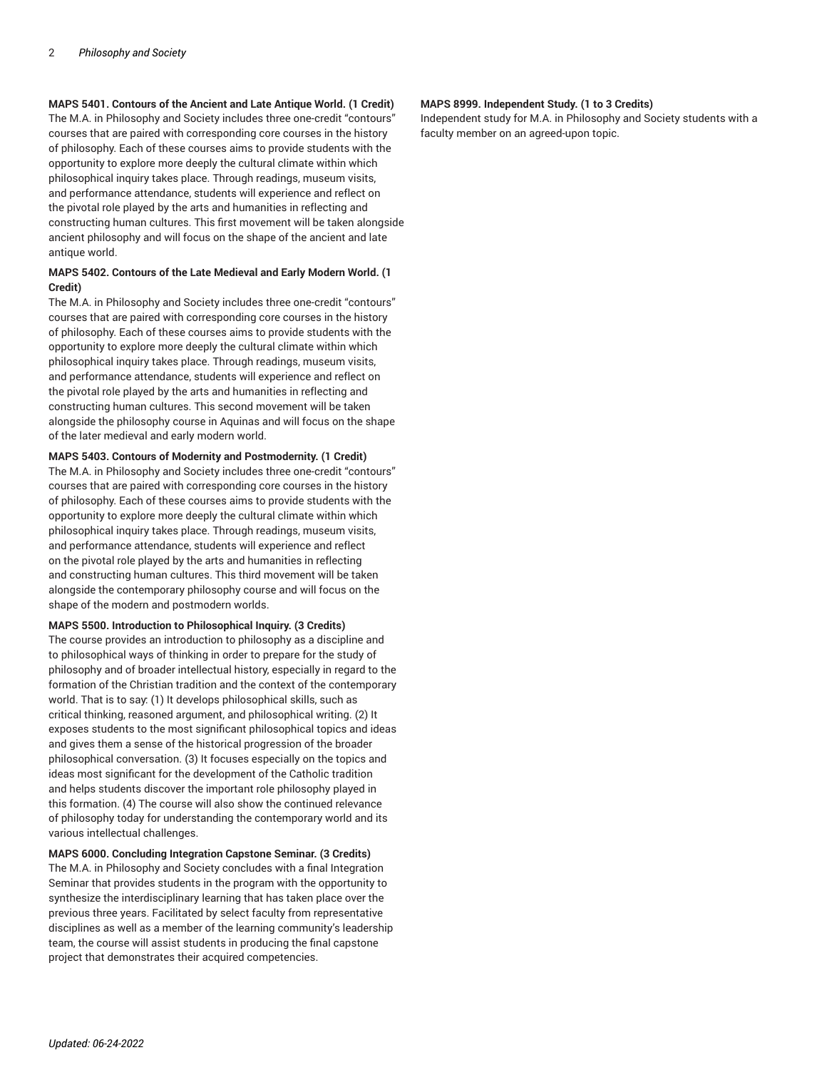**MAPS 5401. Contours of the Ancient and Late Antique World. (1 Credit)**
The M.A. in Philosophy and Society includes three one-credit "contours" courses that are paired with corresponding core courses in the history of philosophy. Each of these courses aims to provide students with the opportunity to explore more deeply the cultural climate within which philosophical inquiry takes place. Through readings, museum visits, and performance attendance, students will experience and reflect on the pivotal role played by the arts and humanities in reflecting and constructing human cultures. This first movement will be taken alongside ancient philosophy and will focus on the shape of the ancient and late antique world.

**MAPS 5402. Contours of the Late Medieval and Early Modern World. (1 Credit)**
The M.A. in Philosophy and Society includes three one-credit "contours" courses that are paired with corresponding core courses in the history of philosophy. Each of these courses aims to provide students with the opportunity to explore more deeply the cultural climate within which philosophical inquiry takes place. Through readings, museum visits, and performance attendance, students will experience and reflect on the pivotal role played by the arts and humanities in reflecting and constructing human cultures. This second movement will be taken alongside the philosophy course in Aquinas and will focus on the shape of the later medieval and early modern world.

**MAPS 5403. Contours of Modernity and Postmodernity. (1 Credit)**
The M.A. in Philosophy and Society includes three one-credit "contours" courses that are paired with corresponding core courses in the history of philosophy. Each of these courses aims to provide students with the opportunity to explore more deeply the cultural climate within which philosophical inquiry takes place. Through readings, museum visits, and performance attendance, students will experience and reflect on the pivotal role played by the arts and humanities in reflecting and constructing human cultures. This third movement will be taken alongside the contemporary philosophy course and will focus on the shape of the modern and postmodern worlds.

**MAPS 5500. Introduction to Philosophical Inquiry. (3 Credits)**
The course provides an introduction to philosophy as a discipline and to philosophical ways of thinking in order to prepare for the study of philosophy and of broader intellectual history, especially in regard to the formation of the Christian tradition and the context of the contemporary world. That is to say: (1) It develops philosophical skills, such as critical thinking, reasoned argument, and philosophical writing. (2) It exposes students to the most significant philosophical topics and ideas and gives them a sense of the historical progression of the broader philosophical conversation. (3) It focuses especially on the topics and ideas most significant for the development of the Catholic tradition and helps students discover the important role philosophy played in this formation. (4) The course will also show the continued relevance of philosophy today for understanding the contemporary world and its various intellectual challenges.

**MAPS 6000. Concluding Integration Capstone Seminar. (3 Credits)**
The M.A. in Philosophy and Society concludes with a final Integration Seminar that provides students in the program with the opportunity to synthesize the interdisciplinary learning that has taken place over the previous three years. Facilitated by select faculty from representative disciplines as well as a member of the learning community's leadership team, the course will assist students in producing the final capstone project that demonstrates their acquired competencies.

**MAPS 8999. Independent Study. (1 to 3 Credits)**
Independent study for M.A. in Philosophy and Society students with a faculty member on an agreed-upon topic.